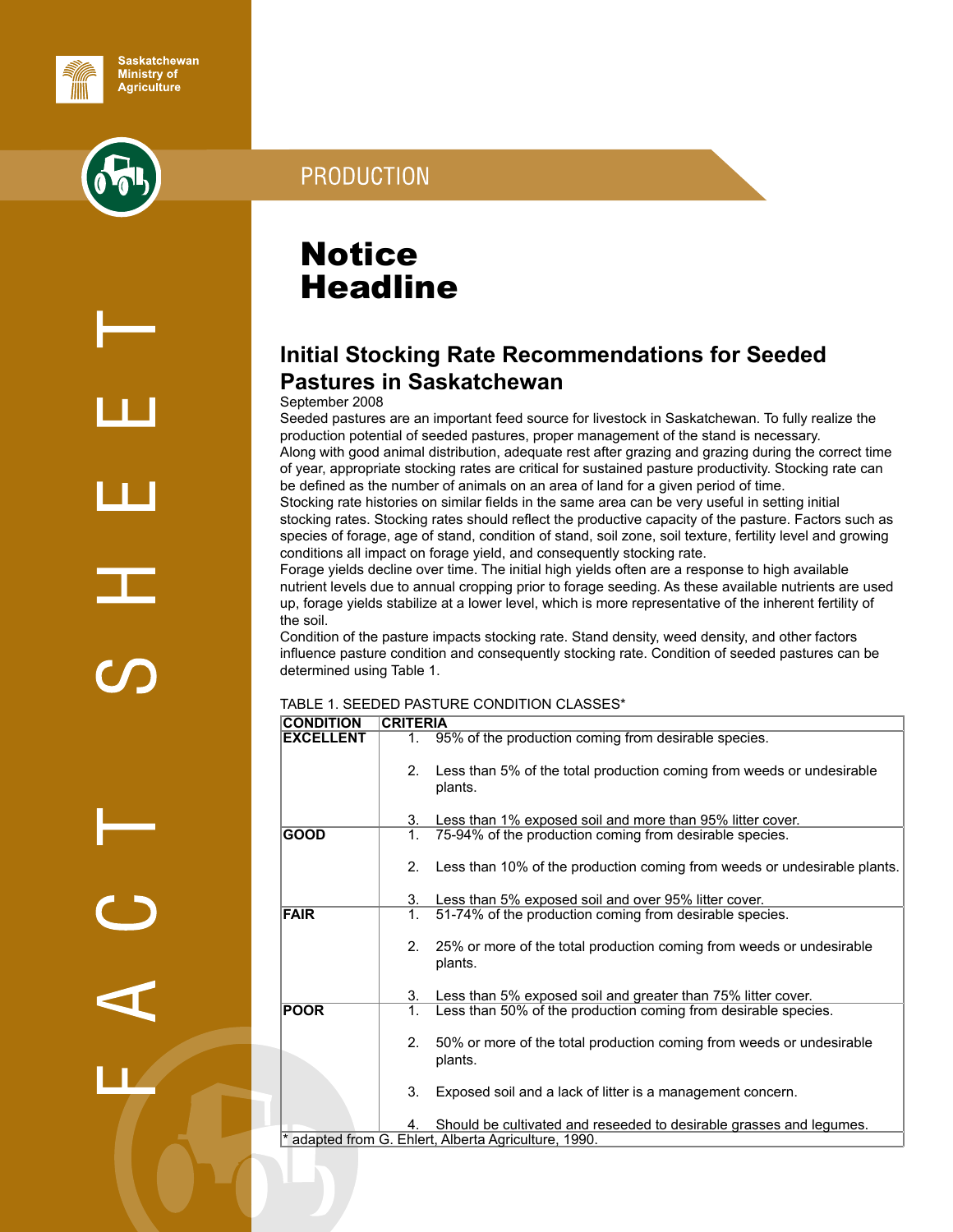Saskatchewan Ministry of Agriculture

PRODUCTION

FACT SHEET

# Notice Headline

## Initial Stocking Rate Recommendations for Seeded Pastures in Saskatchewan

September 2008

Seeded pastures are an important feed source for livestock in Saskatchewan. To fully realize the production potential of seeded pastures, proper management of the stand is necessary.

Along with good animal distribution, adequate rest after grazing and grazing during the correct time of year, appropriate stocking rates are critical for sustained pasture productivity. Stocking rate can be defined as the number of animals on an area of land for a given period of time.

Stocking rate histories on similar fields in the same area can be very useful in setting initial stocking rates. Stocking rates should reflect the productive capacity of the pasture. Factors such as species of forage, age of stand, condition of stand, soil zone, soil texture, fertility level and growing conditions all impact on forage yield, and consequently stocking rate.

Forage yields decline over time. The initial high yields often are a response to high available nutrient levels due to annual cropping prior to forage seeding. As these available nutrients are used up, forage yields stabilize at a lower level, which is more representative of the inherent fertility of the soil.

Condition of the pasture impacts stocking rate. Stand density, weed density, and other factors influence pasture condition and consequently stocking rate. Condition of seeded pastures can be determined using Table 1.

TABLE 1. SEEDED PASTURE CONDITION CLASSES*

| CONDITION | CRITERIA |
|---|---|
| **EXCELLENT** | 1. 95% of the production coming from desirable species.<br>2. Less than 5% of the total production coming from weeds or undesirable plants.<br>3. Less than 1% exposed soil and more than 95% litter cover. |
| **GOOD** | 1. 75-94% of the production coming from desirable species.<br>2. Less than 10% of the production coming from weeds or undesirable plants.<br>3. Less than 5% exposed soil and over 95% litter cover. |
| **FAIR** | 1. 51-74% of the production coming from desirable species.<br>2. 25% or more of the total production coming from weeds or undesirable plants.<br>3. Less than 5% exposed soil and greater than 75% litter cover. |
| **POOR** | 1. Less than 50% of the production coming from desirable species.<br>2. 50% or more of the total production coming from weeds or undesirable plants.<br>3. Exposed soil and a lack of litter is a management concern.<br>4. Should be cultivated and reseeded to desirable grasses and legumes. |

\* adapted from G. Ehlert, Alberta Agriculture, 1990.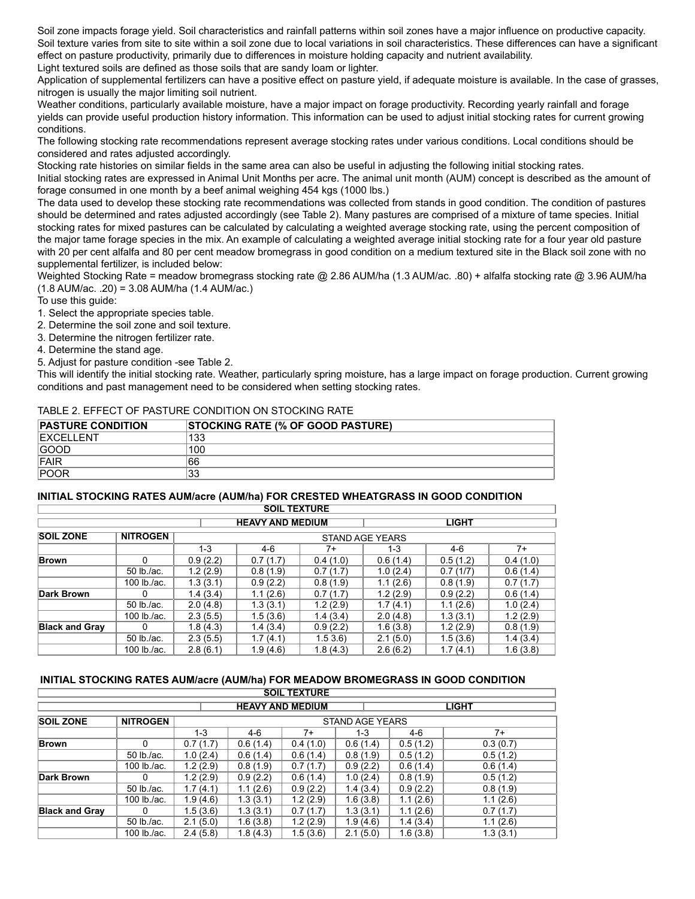Soil zone impacts forage yield. Soil characteristics and rainfall patterns within soil zones have a major influence on productive capacity. Soil texture varies from site to site within a soil zone due to local variations in soil characteristics. These differences can have a significant effect on pasture productivity, primarily due to differences in moisture holding capacity and nutrient availability.

Light textured soils are defined as those soils that are sandy loam or lighter.

Application of supplemental fertilizers can have a positive effect on pasture yield, if adequate moisture is available. In the case of grasses, nitrogen is usually the major limiting soil nutrient.

Weather conditions, particularly available moisture, have a major impact on forage productivity. Recording yearly rainfall and forage yields can provide useful production history information. This information can be used to adjust initial stocking rates for current growing conditions.

The following stocking rate recommendations represent average stocking rates under various conditions. Local conditions should be considered and rates adjusted accordingly.

Stocking rate histories on similar fields in the same area can also be useful in adjusting the following initial stocking rates.

Initial stocking rates are expressed in Animal Unit Months per acre. The animal unit month (AUM) concept is described as the amount of forage consumed in one month by a beef animal weighing 454 kgs (1000 lbs.)

The data used to develop these stocking rate recommendations was collected from stands in good condition. The condition of pastures should be determined and rates adjusted accordingly (see Table 2). Many pastures are comprised of a mixture of tame species. Initial stocking rates for mixed pastures can be calculated by calculating a weighted average stocking rate, using the percent composition of the major tame forage species in the mix. An example of calculating a weighted average initial stocking rate for a four year old pasture with 20 per cent alfalfa and 80 per cent meadow bromegrass in good condition on a medium textured site in the Black soil zone with no supplemental fertilizer, is included below:

Weighted Stocking Rate = meadow bromegrass stocking rate @ 2.86 AUM/ha (1.3 AUM/ac. .80) + alfalfa stocking rate @ 3.96 AUM/ha (1.8 AUM/ac. .20) = 3.08 AUM/ha (1.4 AUM/ac.)

To use this guide:

1. Select the appropriate species table.
2. Determine the soil zone and soil texture.
3. Determine the nitrogen fertilizer rate.
4. Determine the stand age.
5. Adjust for pasture condition -see Table 2.

This will identify the initial stocking rate. Weather, particularly spring moisture, has a large impact on forage production. Current growing conditions and past management need to be considered when setting stocking rates.

TABLE 2. EFFECT OF PASTURE CONDITION ON STOCKING RATE

| PASTURE CONDITION | STOCKING RATE (% OF GOOD PASTURE) |
|---|---|
| EXCELLENT | 133 |
| GOOD | 100 |
| FAIR | 66 |
| POOR | 33 |

### INITIAL STOCKING RATES AUM/acre (AUM/ha) FOR CRESTED WHEATGRASS IN GOOD CONDITION

| | | SOIL TEXTURE | | | | | |
|---|---|---|---|---|---|---|---|
| | | HEAVY AND MEDIUM | | | LIGHT | | |
| SOIL ZONE | NITROGEN | STAND AGE YEARS | | | | | |
| | | 1-3 | 4-6 | 7+ | 1-3 | 4-6 | 7+ |
| **Brown** | 0 | 0.9 (2.2) | 0.7 (1.7) | 0.4 (1.0) | 0.6 (1.4) | 0.5 (1.2) | 0.4 (1.0) |
| | 50 lb./ac. | 1.2 (2.9) | 0.8 (1.9) | 0.7 (1.7) | 1.0 (2.4) | 0.7 (1/7) | 0.6 (1.4) |
| | 100 lb./ac. | 1.3 (3.1) | 0.9 (2.2) | 0.8 (1.9) | 1.1 (2.6) | 0.8 (1.9) | 0.7 (1.7) |
| **Dark Brown** | 0 | 1.4 (3.4) | 1.1 (2.6) | 0.7 (1.7) | 1.2 (2.9) | 0.9 (2.2) | 0.6 (1.4) |
| | 50 lb./ac. | 2.0 (4.8) | 1.3 (3.1) | 1.2 (2.9) | 1.7 (4.1) | 1.1 (2.6) | 1.0 (2.4) |
| | 100 lb./ac. | 2.3 (5.5) | 1.5 (3.6) | 1.4 (3.4) | 2.0 (4.8) | 1.3 (3.1) | 1.2 (2.9) |
| **Black and Gray** | 0 | 1.8 (4.3) | 1.4 (3.4) | 0.9 (2.2) | 1.6 (3.8) | 1.2 (2.9) | 0.8 (1.9) |
| | 50 lb./ac. | 2.3 (5.5) | 1.7 (4.1) | 1.5 3.6) | 2.1 (5.0) | 1.5 (3.6) | 1.4 (3.4) |
| | 100 lb./ac. | 2.8 (6.1) | 1.9 (4.6) | 1.8 (4.3) | 2.6 (6.2) | 1.7 (4.1) | 1.6 (3.8) |

### INITIAL STOCKING RATES AUM/acre (AUM/ha) FOR MEADOW BROMEGRASS IN GOOD CONDITION

| | | SOIL TEXTURE | | | | | |
|---|---|---|---|---|---|---|---|
| | | HEAVY AND MEDIUM | | | LIGHT | | |
| SOIL ZONE | NITROGEN | STAND AGE YEARS | | | | | |
| | | 1-3 | 4-6 | 7+ | 1-3 | 4-6 | 7+ |
| **Brown** | 0 | 0.7 (1.7) | 0.6 (1.4) | 0.4 (1.0) | 0.6 (1.4) | 0.5 (1.2) | 0.3 (0.7) |
| | 50 lb./ac. | 1.0 (2.4) | 0.6 (1.4) | 0.6 (1.4) | 0.8 (1.9) | 0.5 (1.2) | 0.5 (1.2) |
| | 100 lb./ac. | 1.2 (2.9) | 0.8 (1.9) | 0.7 (1.7) | 0.9 (2.2) | 0.6 (1.4) | 0.6 (1.4) |
| **Dark Brown** | 0 | 1.2 (2.9) | 0.9 (2.2) | 0.6 (1.4) | 1.0 (2.4) | 0.8 (1.9) | 0.5 (1.2) |
| | 50 lb./ac. | 1.7 (4.1) | 1.1 (2.6) | 0.9 (2.2) | 1.4 (3.4) | 0.9 (2.2) | 0.8 (1.9) |
| | 100 lb./ac. | 1.9 (4.6) | 1.3 (3.1) | 1.2 (2.9) | 1.6 (3.8) | 1.1 (2.6) | 1.1 (2.6) |
| **Black and Gray** | 0 | 1.5 (3.6) | 1.3 (3.1) | 0.7 (1.7) | 1.3 (3.1) | 1.1 (2.6) | 0.7 (1.7) |
| | 50 lb./ac. | 2.1 (5.0) | 1.6 (3.8) | 1.2 (2.9) | 1.9 (4.6) | 1.4 (3.4) | 1.1 (2.6) |
| | 100 lb./ac. | 2.4 (5.8) | 1.8 (4.3) | 1.5 (3.6) | 2.1 (5.0) | 1.6 (3.8) | 1.3 (3.1) |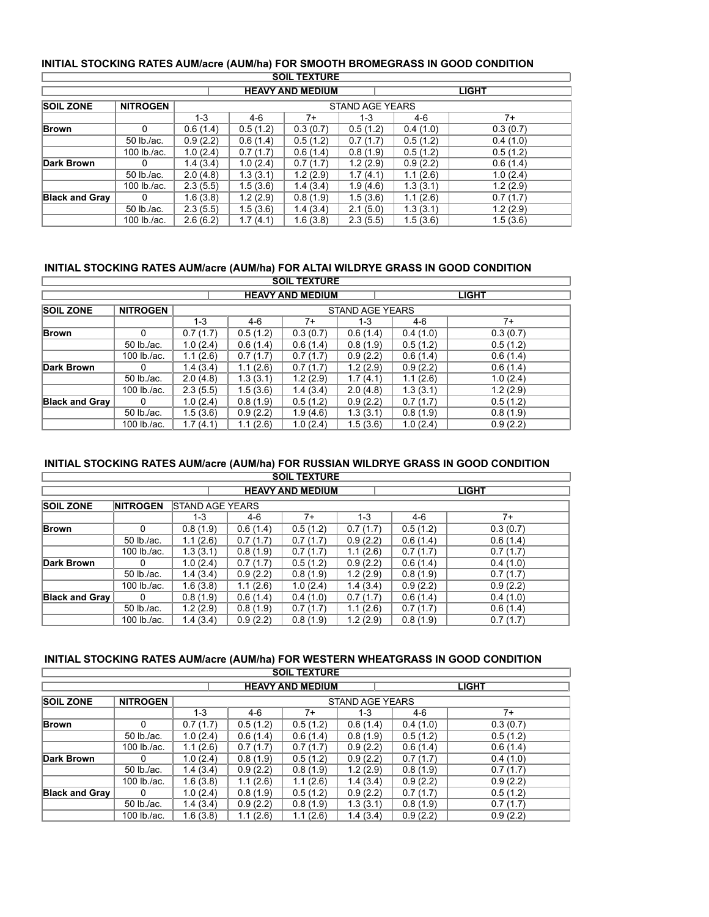## INITIAL STOCKING RATES AUM/acre (AUM/ha) FOR SMOOTH BROMEGRASS IN GOOD CONDITION

| SOIL TEXTURE | | | | | | | |
|---|---|---|---|---|---|---|---|
| | | HEAVY AND MEDIUM | | | LIGHT | | |
| **SOIL ZONE** | **NITROGEN** | STAND AGE YEARS | | | | | |
| | | 1-3 | 4-6 | 7+ | 1-3 | 4-6 | 7+ |
| **Brown** | 0 | 0.6 (1.4) | 0.5 (1.2) | 0.3 (0.7) | 0.5 (1.2) | 0.4 (1.0) | 0.3 (0.7) |
| | 50 lb./ac. | 0.9 (2.2) | 0.6 (1.4) | 0.5 (1.2) | 0.7 (1.7) | 0.5 (1.2) | 0.4 (1.0) |
| | 100 lb./ac. | 1.0 (2.4) | 0.7 (1.7) | 0.6 (1.4) | 0.8 (1.9) | 0.5 (1.2) | 0.5 (1.2) |
| **Dark Brown** | 0 | 1.4 (3.4) | 1.0 (2.4) | 0.7 (1.7) | 1.2 (2.9) | 0.9 (2.2) | 0.6 (1.4) |
| | 50 lb./ac. | 2.0 (4.8) | 1.3 (3.1) | 1.2 (2.9) | 1.7 (4.1) | 1.1 (2.6) | 1.0 (2.4) |
| | 100 lb./ac. | 2.3 (5.5) | 1.5 (3.6) | 1.4 (3.4) | 1.9 (4.6) | 1.3 (3.1) | 1.2 (2.9) |
| **Black and Gray** | 0 | 1.6 (3.8) | 1.2 (2.9) | 0.8 (1.9) | 1.5 (3.6) | 1.1 (2.6) | 0.7 (1.7) |
| | 50 lb./ac. | 2.3 (5.5) | 1.5 (3.6) | 1.4 (3.4) | 2.1 (5.0) | 1.3 (3.1) | 1.2 (2.9) |
| | 100 lb./ac. | 2.6 (6.2) | 1.7 (4.1) | 1.6 (3.8) | 2.3 (5.5) | 1.5 (3.6) | 1.5 (3.6) |

## INITIAL STOCKING RATES AUM/acre (AUM/ha) FOR ALTAI WILDRYE GRASS IN GOOD CONDITION

| SOIL TEXTURE | | | | | | | |
|---|---|---|---|---|---|---|---|
| | | HEAVY AND MEDIUM | | | LIGHT | | |
| **SOIL ZONE** | **NITROGEN** | STAND AGE YEARS | | | | | |
| | | 1-3 | 4-6 | 7+ | 1-3 | 4-6 | 7+ |
| **Brown** | 0 | 0.7 (1.7) | 0.5 (1.2) | 0.3 (0.7) | 0.6 (1.4) | 0.4 (1.0) | 0.3 (0.7) |
| | 50 lb./ac. | 1.0 (2.4) | 0.6 (1.4) | 0.6 (1.4) | 0.8 (1.9) | 0.5 (1.2) | 0.5 (1.2) |
| | 100 lb./ac. | 1.1 (2.6) | 0.7 (1.7) | 0.7 (1.7) | 0.9 (2.2) | 0.6 (1.4) | 0.6 (1.4) |
| **Dark Brown** | 0 | 1.4 (3.4) | 1.1 (2.6) | 0.7 (1.7) | 1.2 (2.9) | 0.9 (2.2) | 0.6 (1.4) |
| | 50 lb./ac. | 2.0 (4.8) | 1.3 (3.1) | 1.2 (2.9) | 1.7 (4.1) | 1.1 (2.6) | 1.0 (2.4) |
| | 100 lb./ac. | 2.3 (5.5) | 1.5 (3.6) | 1.4 (3.4) | 2.0 (4.8) | 1.3 (3.1) | 1.2 (2.9) |
| **Black and Gray** | 0 | 1.0 (2.4) | 0.8 (1.9) | 0.5 (1.2) | 0.9 (2.2) | 0.7 (1.7) | 0.5 (1.2) |
| | 50 lb./ac. | 1.5 (3.6) | 0.9 (2.2) | 1.9 (4.6) | 1.3 (3.1) | 0.8 (1.9) | 0.8 (1.9) |
| | 100 lb./ac. | 1.7 (4.1) | 1.1 (2.6) | 1.0 (2.4) | 1.5 (3.6) | 1.0 (2.4) | 0.9 (2.2) |

## INITIAL STOCKING RATES AUM/acre (AUM/ha) FOR RUSSIAN WILDRYE GRASS IN GOOD CONDITION

| SOIL TEXTURE | | | | | | | |
|---|---|---|---|---|---|---|---|
| | | HEAVY AND MEDIUM | | | LIGHT | | |
| **SOIL ZONE** | **NITROGEN** | STAND AGE YEARS | | | | | |
| | | 1-3 | 4-6 | 7+ | 1-3 | 4-6 | 7+ |
| **Brown** | 0 | 0.8 (1.9) | 0.6 (1.4) | 0.5 (1.2) | 0.7 (1.7) | 0.5 (1.2) | 0.3 (0.7) |
| | 50 lb./ac. | 1.1 (2.6) | 0.7 (1.7) | 0.7 (1.7) | 0.9 (2.2) | 0.6 (1.4) | 0.6 (1.4) |
| | 100 lb./ac. | 1.3 (3.1) | 0.8 (1.9) | 0.7 (1.7) | 1.1 (2.6) | 0.7 (1.7) | 0.7 (1.7) |
| **Dark Brown** | 0 | 1.0 (2.4) | 0.7 (1.7) | 0.5 (1.2) | 0.9 (2.2) | 0.6 (1.4) | 0.4 (1.0) |
| | 50 lb./ac. | 1.4 (3.4) | 0.9 (2.2) | 0.8 (1.9) | 1.2 (2.9) | 0.8 (1.9) | 0.7 (1.7) |
| | 100 lb./ac. | 1.6 (3.8) | 1.1 (2.6) | 1.0 (2.4) | 1.4 (3.4) | 0.9 (2.2) | 0.9 (2.2) |
| **Black and Gray** | 0 | 0.8 (1.9) | 0.6 (1.4) | 0.4 (1.0) | 0.7 (1.7) | 0.6 (1.4) | 0.4 (1.0) |
| | 50 lb./ac. | 1.2 (2.9) | 0.8 (1.9) | 0.7 (1.7) | 1.1 (2.6) | 0.7 (1.7) | 0.6 (1.4) |
| | 100 lb./ac. | 1.4 (3.4) | 0.9 (2.2) | 0.8 (1.9) | 1.2 (2.9) | 0.8 (1.9) | 0.7 (1.7) |

## INITIAL STOCKING RATES AUM/acre (AUM/ha) FOR WESTERN WHEATGRASS IN GOOD CONDITION

| SOIL TEXTURE | | | | | | | |
|---|---|---|---|---|---|---|---|
| | | HEAVY AND MEDIUM | | | LIGHT | | |
| **SOIL ZONE** | **NITROGEN** | STAND AGE YEARS | | | | | |
| | | 1-3 | 4-6 | 7+ | 1-3 | 4-6 | 7+ |
| **Brown** | 0 | 0.7 (1.7) | 0.5 (1.2) | 0.5 (1.2) | 0.6 (1.4) | 0.4 (1.0) | 0.3 (0.7) |
| | 50 lb./ac. | 1.0 (2.4) | 0.6 (1.4) | 0.6 (1.4) | 0.8 (1.9) | 0.5 (1.2) | 0.5 (1.2) |
| | 100 lb./ac. | 1.1 (2.6) | 0.7 (1.7) | 0.7 (1.7) | 0.9 (2.2) | 0.6 (1.4) | 0.6 (1.4) |
| **Dark Brown** | 0 | 1.0 (2.4) | 0.8 (1.9) | 0.5 (1.2) | 0.9 (2.2) | 0.7 (1.7) | 0.4 (1.0) |
| | 50 lb./ac. | 1.4 (3.4) | 0.9 (2.2) | 0.8 (1.9) | 1.2 (2.9) | 0.8 (1.9) | 0.7 (1.7) |
| | 100 lb./ac. | 1.6 (3.8) | 1.1 (2.6) | 1.1 (2.6) | 1.4 (3.4) | 0.9 (2.2) | 0.9 (2.2) |
| **Black and Gray** | 0 | 1.0 (2.4) | 0.8 (1.9) | 0.5 (1.2) | 0.9 (2.2) | 0.7 (1.7) | 0.5 (1.2) |
| | 50 lb./ac. | 1.4 (3.4) | 0.9 (2.2) | 0.8 (1.9) | 1.3 (3.1) | 0.8 (1.9) | 0.7 (1.7) |
| | 100 lb./ac. | 1.6 (3.8) | 1.1 (2.6) | 1.1 (2.6) | 1.4 (3.4) | 0.9 (2.2) | 0.9 (2.2) |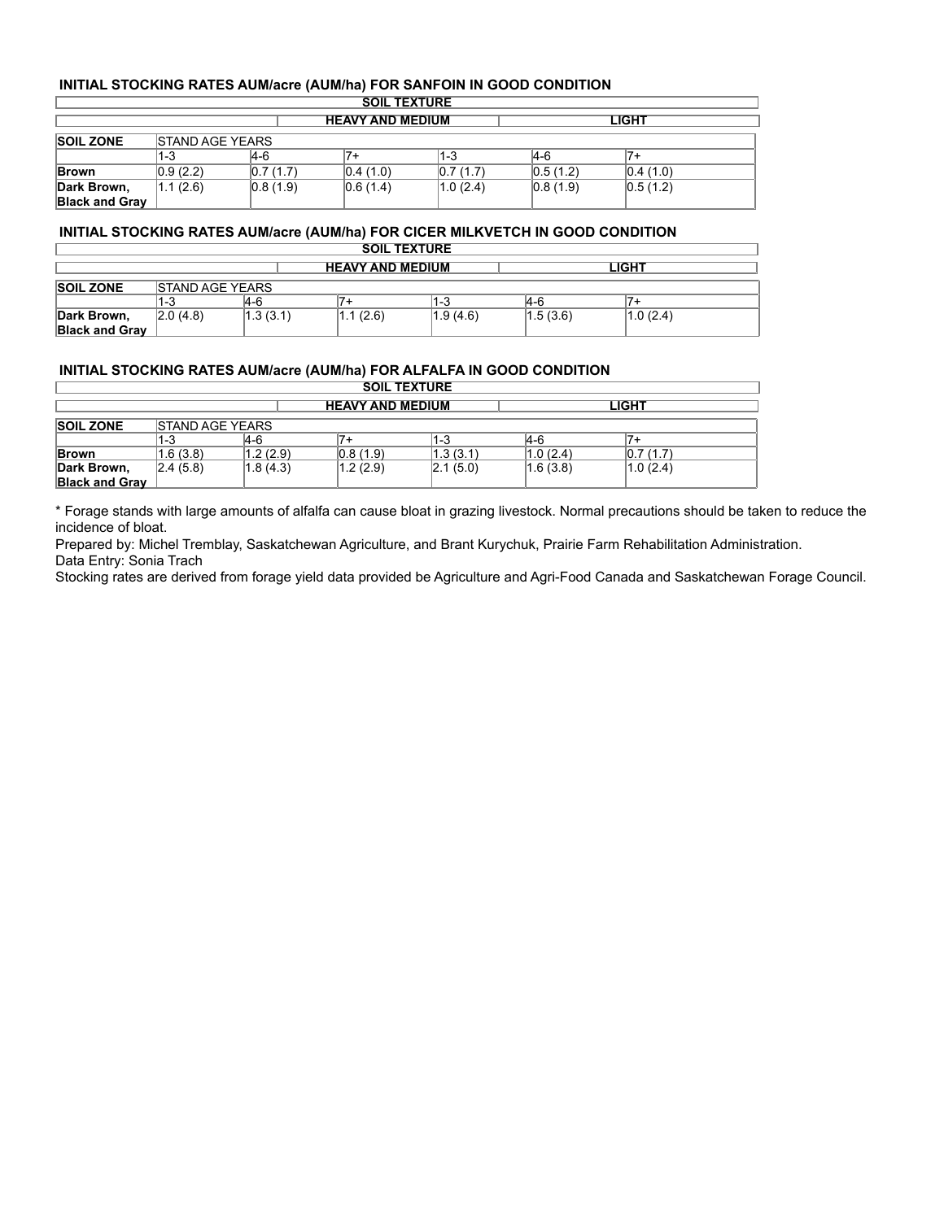### INITIAL STOCKING RATES AUM/acre (AUM/ha) FOR SANFOIN IN GOOD CONDITION

| | SOIL TEXTURE | | | | | |
|---|---|---|---|---|---|---|
| | HEAVY AND MEDIUM | | | LIGHT | | |
| **SOIL ZONE** | STAND AGE YEARS | | | | | |
| | 1-3 | 4-6 | 7+ | 1-3 | 4-6 | 7+ |
| **Brown** | 0.9 (2.2) | 0.7 (1.7) | 0.4 (1.0) | 0.7 (1.7) | 0.5 (1.2) | 0.4 (1.0) |
| **Dark Brown, Black and Gray** | 1.1 (2.6) | 0.8 (1.9) | 0.6 (1.4) | 1.0 (2.4) | 0.8 (1.9) | 0.5 (1.2) |

### INITIAL STOCKING RATES AUM/acre (AUM/ha) FOR CICER MILKVETCH IN GOOD CONDITION

| | SOIL TEXTURE | | | | | |
|---|---|---|---|---|---|---|
| | HEAVY AND MEDIUM | | | LIGHT | | |
| **SOIL ZONE** | STAND AGE YEARS | | | | | |
| | 1-3 | 4-6 | 7+ | 1-3 | 4-6 | 7+ |
| **Dark Brown, Black and Gray** | 2.0 (4.8) | 1.3 (3.1) | 1.1 (2.6) | 1.9 (4.6) | 1.5 (3.6) | 1.0 (2.4) |

### INITIAL STOCKING RATES AUM/acre (AUM/ha) FOR ALFALFA IN GOOD CONDITION

| | SOIL TEXTURE | | | | | |
|---|---|---|---|---|---|---|
| | HEAVY AND MEDIUM | | | LIGHT | | |
| **SOIL ZONE** | STAND AGE YEARS | | | | | |
| | 1-3 | 4-6 | 7+ | 1-3 | 4-6 | 7+ |
| **Brown** | 1.6 (3.8) | 1.2 (2.9) | 0.8 (1.9) | 1.3 (3.1) | 1.0 (2.4) | 0.7 (1.7) |
| **Dark Brown, Black and Gray** | 2.4 (5.8) | 1.8 (4.3) | 1.2 (2.9) | 2.1 (5.0) | 1.6 (3.8) | 1.0 (2.4) |

* Forage stands with large amounts of alfalfa can cause bloat in grazing livestock. Normal precautions should be taken to reduce the incidence of bloat.

Prepared by: Michel Tremblay, Saskatchewan Agriculture, and Brant Kurychuk, Prairie Farm Rehabilitation Administration.

Data Entry: Sonia Trach

Stocking rates are derived from forage yield data provided be Agriculture and Agri-Food Canada and Saskatchewan Forage Council.